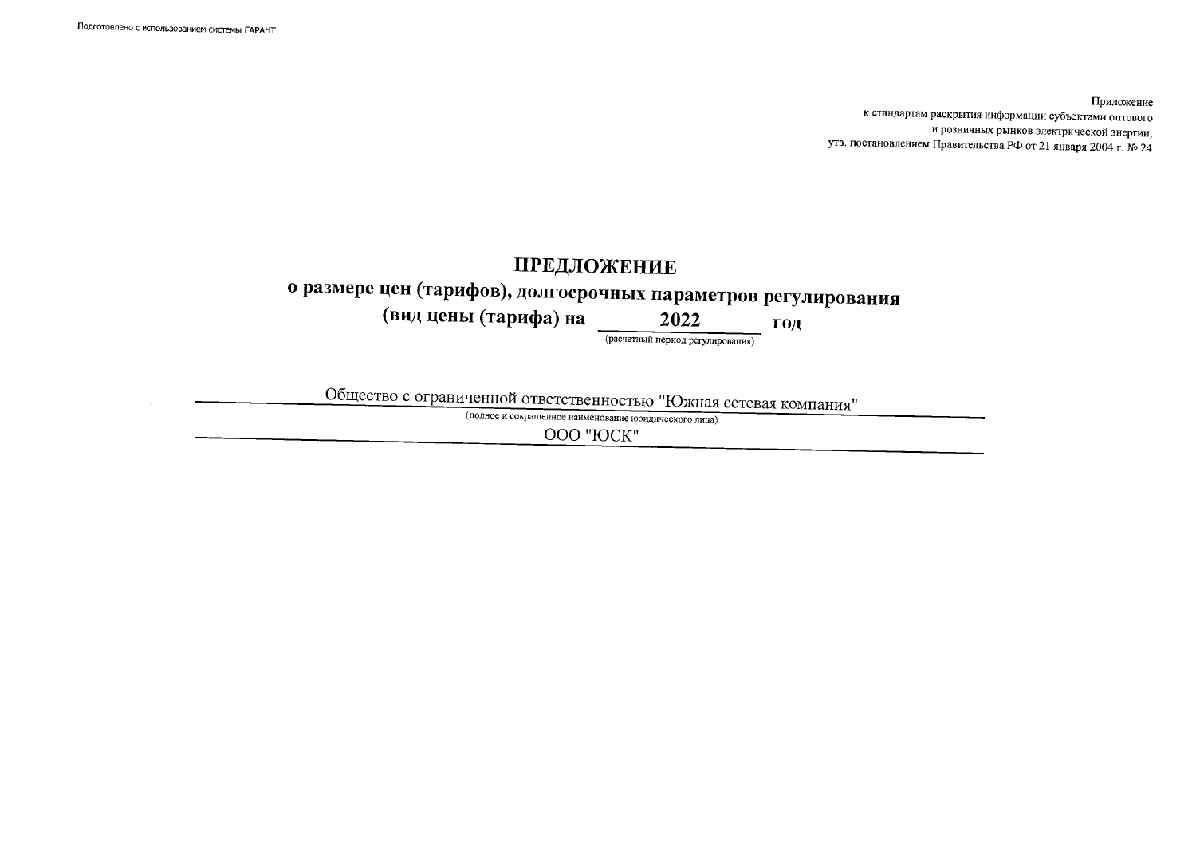Приложение
к стандартам раскрытия информации субъектами оптового
и розничных рынков электрической энергии,
утв. постановлением Правительства РФ от 21 января 2004 г. № 24

# ПРЕДЛОЖЕНИЕ
## о размере цен (тарифов), долгосрочных параметров регулирования
## (вид цены (тарифа) на 2022 год

(расчетный период регулирования)

Общество с ограниченной ответственностью "Южная сетевая компания"

(полное и сокращенное наименование юридического лица)

ООО "ЮСК"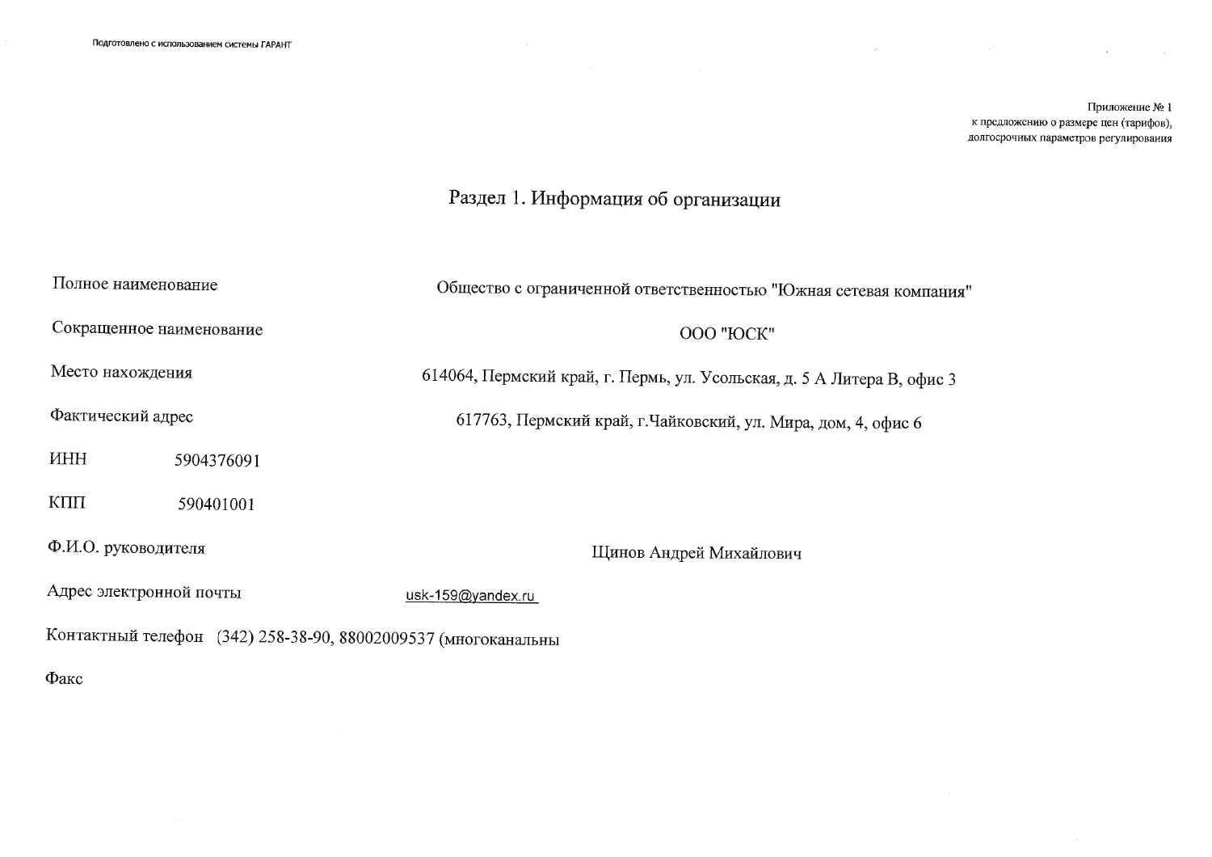Приложение № 1
к предложению о размере цен (тарифов),
долгосрочных параметров регулирования

## Раздел 1. Информация об организации

| | |
|---|---|
| Полное наименование | Общество с ограниченной ответственностью "Южная сетевая компания" |
| Сокращенное наименование | ООО "ЮСК" |
| Место нахождения | 614064, Пермский край, г. Пермь, ул. Усольская, д. 5 А Литера В, офис 3 |
| Фактический адрес | 617763, Пермский край, г.Чайковский, ул. Мира, дом, 4, офис 6 |
| ИНН | 5904376091 |
| КПП | 590401001 |
| Ф.И.О. руководителя | Щинов Андрей Михайлович |
| Адрес электронной почты | usk-159@yandex.ru |
| Контактный телефон | (342) 258-38-90, 88002009537 (многоканальны |
| Факс | |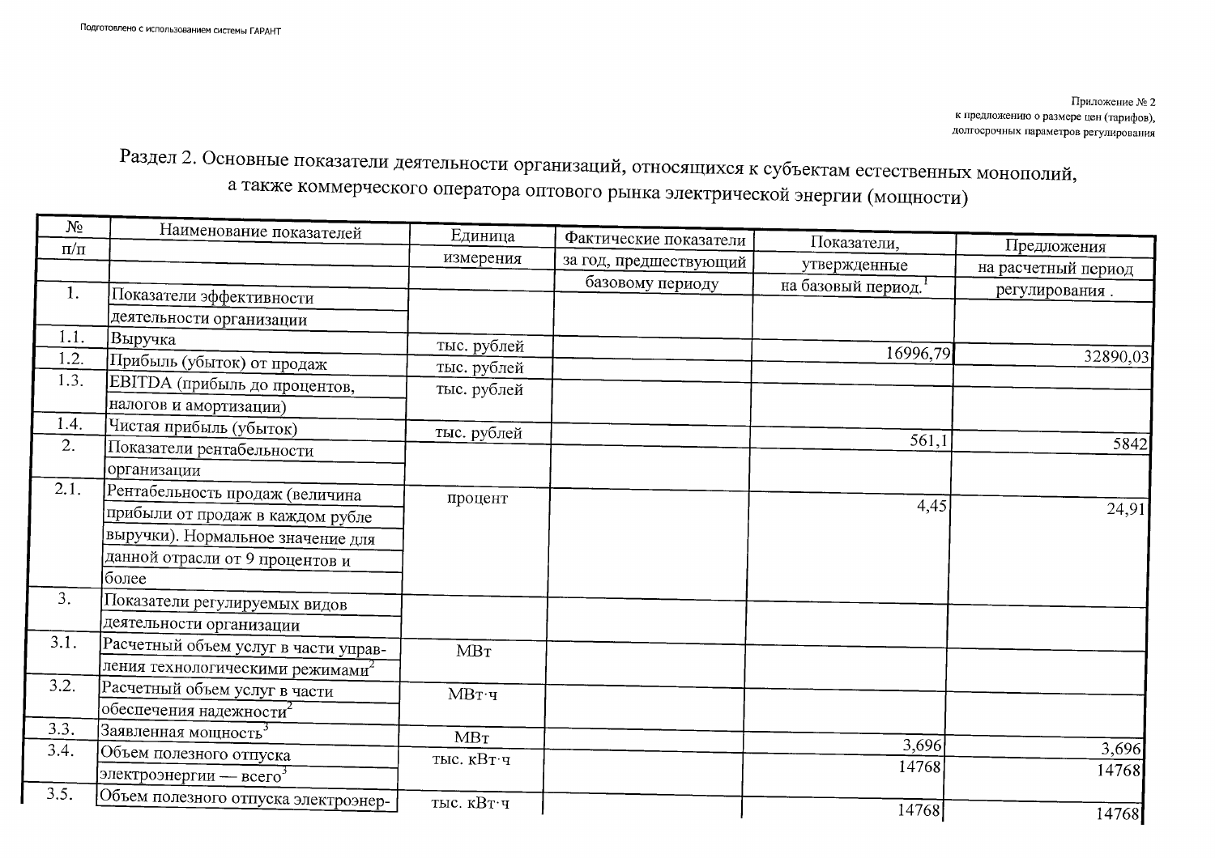Приложение № 2
к предложению о размере цен (тарифов),
долгосрочных параметров регулирования

## Раздел 2. Основные показатели деятельности организаций, относящихся к субъектам естественных монополий, а также коммерческого оператора оптового рынка электрической энергии (мощности)

| № п/п | Наименование показателей | Единица измерения | Фактические показатели за год, предшествующий базовому периоду | Показатели, утвержденные на базовый период.[1] | Предложения на расчетный период регулирования . |
|---|---|---|---|---|---|
| 1. | Показатели эффективности деятельности организации | | | | |
| 1.1. | Выручка | тыс. рублей | | 16996,79 | 32890,03 |
| 1.2. | Прибыль (убыток) от продаж | тыс. рублей | | | |
| 1.3. | EBITDA (прибыль до процентов, налогов и амортизации) | тыс. рублей | | | |
| 1.4. | Чистая прибыль (убыток) | тыс. рублей | | 561,1 | 5842 |
| 2. | Показатели рентабельности организации | | | | |
| 2.1. | Рентабельность продаж (величина прибыли от продаж в каждом рубле выручки). Нормальное значение для данной отрасли от 9 процентов и более | процент | | 4,45 | 24,91 |
| 3. | Показатели регулируемых видов деятельности организации | | | | |
| 3.1. | Расчетный объем услуг в части управления технологическими режимами[2] | МВт | | | |
| 3.2. | Расчетный объем услуг в части обеспечения надежности[2] | МВт·ч | | | |
| 3.3. | Заявленная мощность[3] | МВт | | 3,696 | 3,696 |
| 3.4. | Объем полезного отпуска электроэнергии — всего[3] | тыс. кВт·ч | | 14768 | 14768 |
| 3.5. | Объем полезного отпуска электроэнер- | тыс. кВт·ч | | 14768 | 14768 |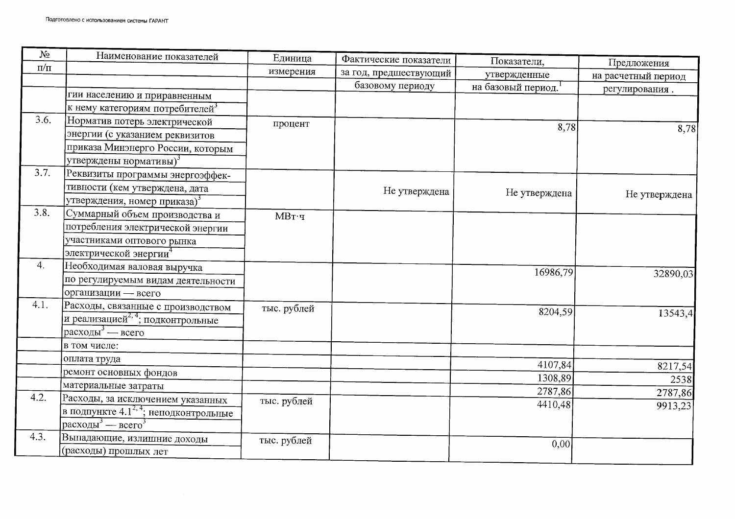| № п/п | Наименование показателей | Единица измерения | Фактические показатели за год, предшествующий базовому периоду | Показатели, утвержденные на базовый период.[1] | Предложения на расчетный период регулирования . |
|---|---|---|---|---|---|
| | гии населению и приравненным к нему категориям потребителей[3] | | | | |
| 3.6. | Норматив потерь электрической энергии (с указанием реквизитов приказа Минэнерго России, которым утверждены нормативы)[3] | процент | | 8,78 | 8,78 |
| 3.7. | Реквизиты программы энергоэффективности (кем утверждена, дата утверждения, номер приказа)[3] | | Не утверждена | Не утверждена | Не утверждена |
| 3.8. | Суммарный объем производства и потребления электрической энергии участниками оптового рынка электрической энергии[4] | МВт·ч | | | |
| 4. | Необходимая валовая выручка по регулируемым видам деятельности организации — всего | | | 16986,79 | 32890,03 |
| 4.1. | Расходы, связанные с производством и реализацией[2, 4]; подконтрольные расходы[3] — всего | тыс. рублей | | 8204,59 | 13543,4 |
| | в том числе: | | | | |
| | оплата труда | | | 4107,84 | 8217,54 |
| | ремонт основных фондов | | | 1308,89 | 2538 |
| | материальные затраты | | | 2787,86 | 2787,86 |
| 4.2. | Расходы, за исключением указанных в подпункте 4.1[2, 4]; неподконтрольные расходы[3] — всего[3] | тыс. рублей | | 4410,48 | 9913,23 |
| 4.3. | Выпадающие, излишние доходы (расходы) прошлых лет | тыс. рублей | | 0,00 | |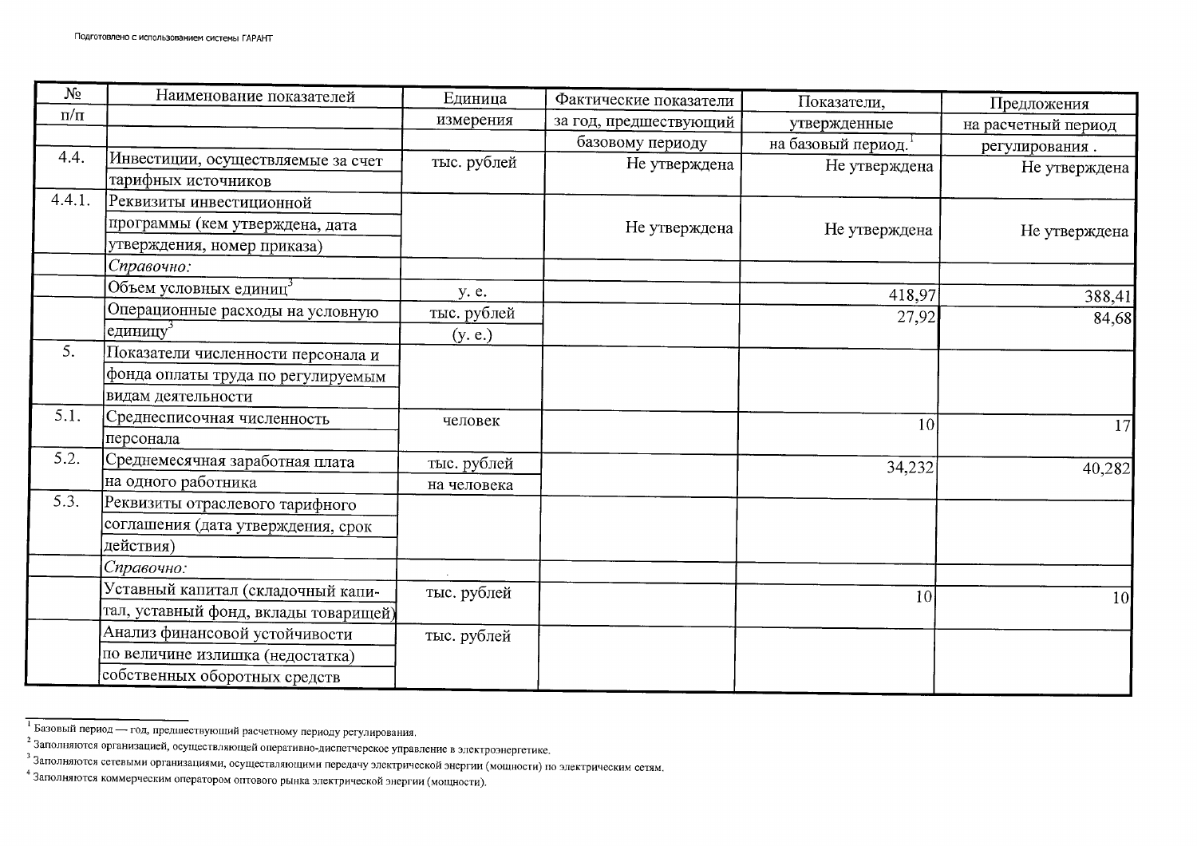| № п/п | Наименование показателей | Единица измерения | Фактические показатели за год, предшествующий базовому периоду | Показатели, утвержденные на базовый период.[1] | Предложения на расчетный период регулирования . |
|---|---|---|---|---|---|
| 4.4. | Инвестиции, осуществляемые за счет тарифных источников | тыс. рублей | Не утверждена | Не утверждена | Не утверждена |
| 4.4.1. | Реквизиты инвестиционной программы (кем утверждена, дата утверждения, номер приказа) | | Не утверждена | Не утверждена | Не утверждена |
| | *Справочно:* | | | | |
| | Объем условных единиц[3] | у. е. | | 418,97 | 388,41 |
| | Операционные расходы на условную единицу[3] | тыс. рублей (у. е.) | | 27,92 | 84,68 |
| 5. | Показатели численности персонала и фонда оплаты труда по регулируемым видам деятельности | | | | |
| 5.1. | Среднесписочная численность персонала | человек | | 10 | 17 |
| 5.2. | Среднемесячная заработная плата на одного работника | тыс. рублей на человека | | 34,232 | 40,282 |
| 5.3. | Реквизиты отраслевого тарифного соглашения (дата утверждения, срок действия) | | | | |
| | *Справочно:* | | | | |
| | Уставный капитал (складочный капитал, уставный фонд, вклады товарищей) | тыс. рублей | | 10 | 10 |
| | Анализ финансовой устойчивости по величине излишка (недостатка) собственных оборотных средств | тыс. рублей | | | |

[1] Базовый период — год, предшествующий расчетному периоду регулирования.

[2] Заполняются организацией, осуществляющей оперативно-диспетчерское управление в электроэнергетике.

[3] Заполняются сетевыми организациями, осуществляющими передачу электрической энергии (мощности) по электрическим сетям.

[4] Заполняются коммерческим оператором оптового рынка электрической энергии (мощности).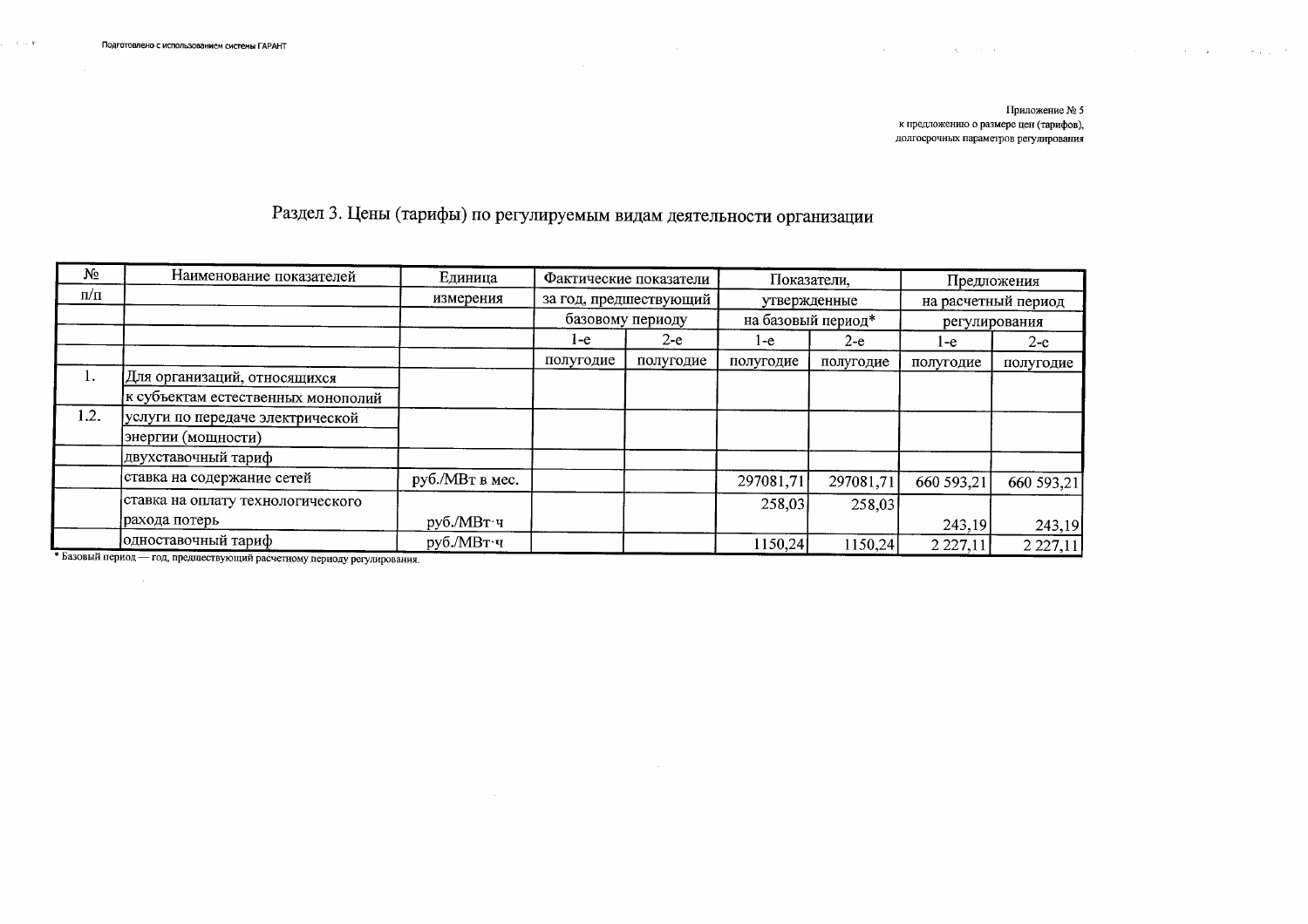Приложение № 5
к предложению о размере цен (тарифов),
долгосрочных параметров регулирования

## Раздел 3. Цены (тарифы) по регулируемым видам деятельности организации

| № п/п | Наименование показателей | Единица измерения | Фактические показатели за год, предшествующий базовому периоду | | Показатели, утвержденные на базовый период* | | Предложения на расчетный период регулирования | |
|---|---|---|---|---|---|---|---|---|
| | | | 1-е полугодие | 2-е полугодие | 1-е полугодие | 2-е полугодие | 1-е полугодие | 2-е полугодие |
| 1. | Для организаций, относящихся к субъектам естественных монополий | | | | | | | |
| 1.2. | услуги по передаче электрической энергии (мощности) | | | | | | | |
| | двухставочный тариф | | | | | | | |
| | ставка на содержание сетей | руб./МВт в мес. | | | 297081,71 | 297081,71 | 660 593,21 | 660 593,21 |
| | ставка на оплату технологического расхода потерь | руб./МВт·ч | | | 258,03 | 258,03 | 243,19 | 243,19 |
| | одноставочный тариф | руб./МВт·ч | | | 1150,24 | 1150,24 | 2 227,11 | 2 227,11 |

\* Базовый период — год, предшествующий расчетному периоду регулирования.